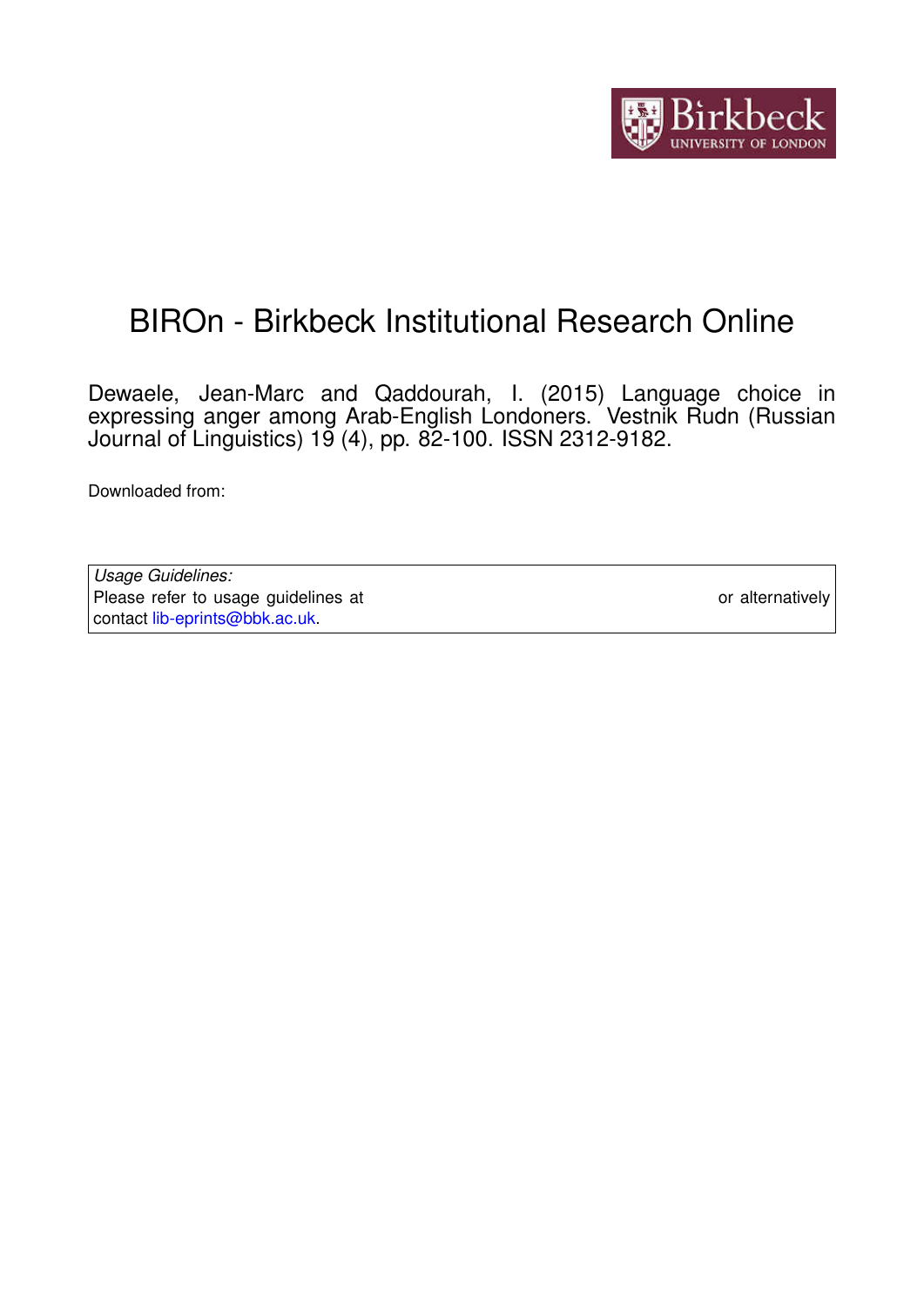# BIROn - Birkbeck Institutional Research Online

Dewaele, Jean-Marc and Qaddourah, I. (2015) Language choice in expressing anger among Arab-English Londoners. Vestnik Rudn (Russian Journal of Linguistics) 19 (4), pp. 82-100. ISSN 2312-9182.

Downloaded from:

*Usage Guidelines:*
Please refer to usage guidelines at or alternatively contact lib-eprints@bbk.ac.uk.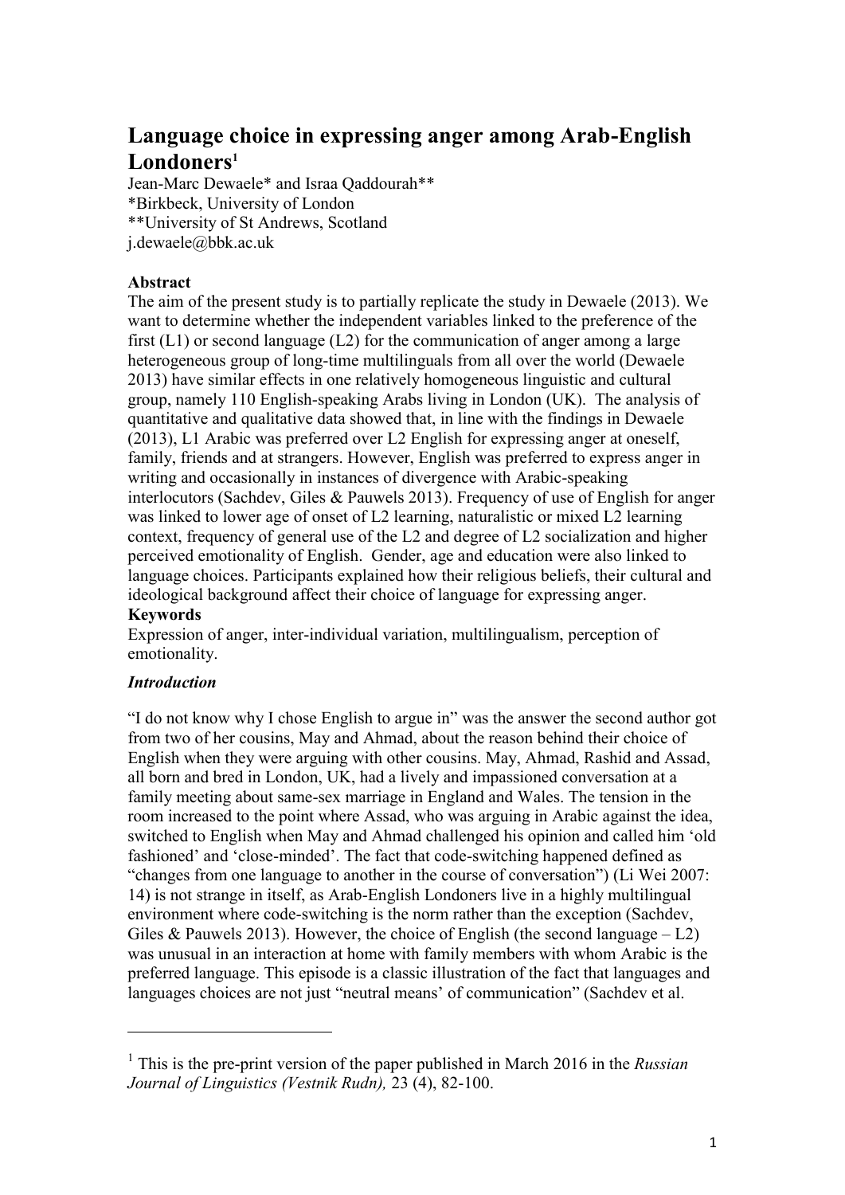# Language choice in expressing anger among Arab-English Londoners[1]

Jean-Marc Dewaele* and Israa Qaddourah**

*Birkbeck, University of London

**University of St Andrews, Scotland

j.dewaele@bbk.ac.uk

**Abstract**

The aim of the present study is to partially replicate the study in Dewaele (2013). We want to determine whether the independent variables linked to the preference of the first (L1) or second language (L2) for the communication of anger among a large heterogeneous group of long-time multilinguals from all over the world (Dewaele 2013) have similar effects in one relatively homogeneous linguistic and cultural group, namely 110 English-speaking Arabs living in London (UK). The analysis of quantitative and qualitative data showed that, in line with the findings in Dewaele (2013), L1 Arabic was preferred over L2 English for expressing anger at oneself, family, friends and at strangers. However, English was preferred to express anger in writing and occasionally in instances of divergence with Arabic-speaking interlocutors (Sachdev, Giles & Pauwels 2013). Frequency of use of English for anger was linked to lower age of onset of L2 learning, naturalistic or mixed L2 learning context, frequency of general use of the L2 and degree of L2 socialization and higher perceived emotionality of English. Gender, age and education were also linked to language choices. Participants explained how their religious beliefs, their cultural and ideological background affect their choice of language for expressing anger.

**Keywords**

Expression of anger, inter-individual variation, multilingualism, perception of emotionality.

***Introduction***

"I do not know why I chose English to argue in" was the answer the second author got from two of her cousins, May and Ahmad, about the reason behind their choice of English when they were arguing with other cousins. May, Ahmad, Rashid and Assad, all born and bred in London, UK, had a lively and impassioned conversation at a family meeting about same-sex marriage in England and Wales. The tension in the room increased to the point where Assad, who was arguing in Arabic against the idea, switched to English when May and Ahmad challenged his opinion and called him 'old fashioned' and 'close-minded'. The fact that code-switching happened defined as "changes from one language to another in the course of conversation") (Li Wei 2007: 14) is not strange in itself, as Arab-English Londoners live in a highly multilingual environment where code-switching is the norm rather than the exception (Sachdev, Giles & Pauwels 2013). However, the choice of English (the second language – L2) was unusual in an interaction at home with family members with whom Arabic is the preferred language. This episode is a classic illustration of the fact that languages and languages choices are not just "neutral means' of communication" (Sachdev et al.

---

[1] This is the pre-print version of the paper published in March 2016 in the *Russian Journal of Linguistics (Vestnik Rudn),* 23 (4), 82-100.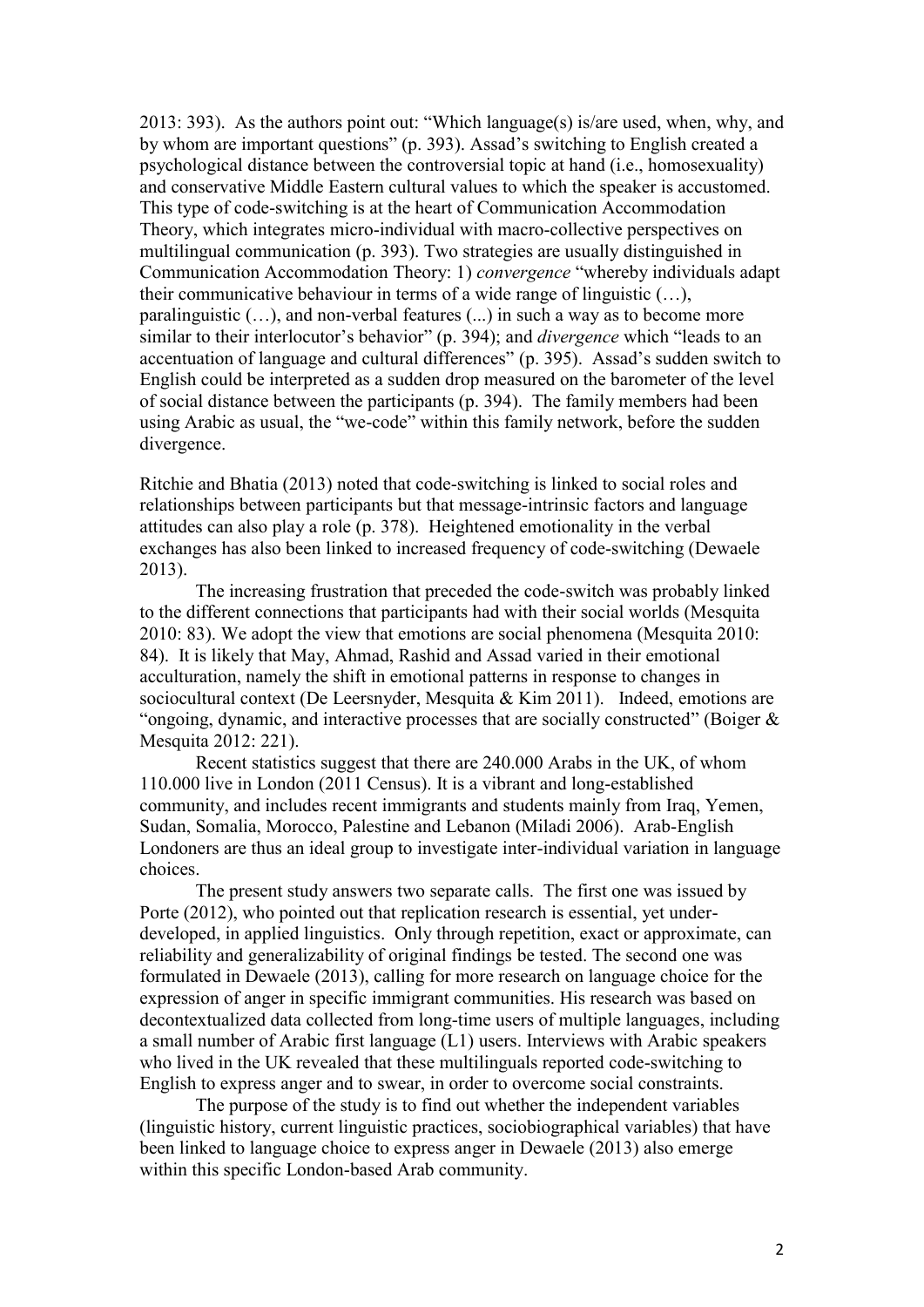2013: 393). As the authors point out: "Which language(s) is/are used, when, why, and by whom are important questions" (p. 393). Assad's switching to English created a psychological distance between the controversial topic at hand (i.e., homosexuality) and conservative Middle Eastern cultural values to which the speaker is accustomed. This type of code-switching is at the heart of Communication Accommodation Theory, which integrates micro-individual with macro-collective perspectives on multilingual communication (p. 393). Two strategies are usually distinguished in Communication Accommodation Theory: 1) *convergence* "whereby individuals adapt their communicative behaviour in terms of a wide range of linguistic (…), paralinguistic (…), and non-verbal features (...) in such a way as to become more similar to their interlocutor's behavior" (p. 394); and *divergence* which "leads to an accentuation of language and cultural differences" (p. 395). Assad's sudden switch to English could be interpreted as a sudden drop measured on the barometer of the level of social distance between the participants (p. 394). The family members had been using Arabic as usual, the "we-code" within this family network, before the sudden divergence.

Ritchie and Bhatia (2013) noted that code-switching is linked to social roles and relationships between participants but that message-intrinsic factors and language attitudes can also play a role (p. 378). Heightened emotionality in the verbal exchanges has also been linked to increased frequency of code-switching (Dewaele 2013).

The increasing frustration that preceded the code-switch was probably linked to the different connections that participants had with their social worlds (Mesquita 2010: 83). We adopt the view that emotions are social phenomena (Mesquita 2010: 84). It is likely that May, Ahmad, Rashid and Assad varied in their emotional acculturation, namely the shift in emotional patterns in response to changes in sociocultural context (De Leersnyder, Mesquita & Kim 2011). Indeed, emotions are "ongoing, dynamic, and interactive processes that are socially constructed" (Boiger & Mesquita 2012: 221).

Recent statistics suggest that there are 240.000 Arabs in the UK, of whom 110.000 live in London (2011 Census). It is a vibrant and long-established community, and includes recent immigrants and students mainly from Iraq, Yemen, Sudan, Somalia, Morocco, Palestine and Lebanon (Miladi 2006). Arab-English Londoners are thus an ideal group to investigate inter-individual variation in language choices.

The present study answers two separate calls. The first one was issued by Porte (2012), who pointed out that replication research is essential, yet under-developed, in applied linguistics. Only through repetition, exact or approximate, can reliability and generalizability of original findings be tested. The second one was formulated in Dewaele (2013), calling for more research on language choice for the expression of anger in specific immigrant communities. His research was based on decontextualized data collected from long-time users of multiple languages, including a small number of Arabic first language (L1) users. Interviews with Arabic speakers who lived in the UK revealed that these multilinguals reported code-switching to English to express anger and to swear, in order to overcome social constraints.

The purpose of the study is to find out whether the independent variables (linguistic history, current linguistic practices, sociobiographical variables) that have been linked to language choice to express anger in Dewaele (2013) also emerge within this specific London-based Arab community.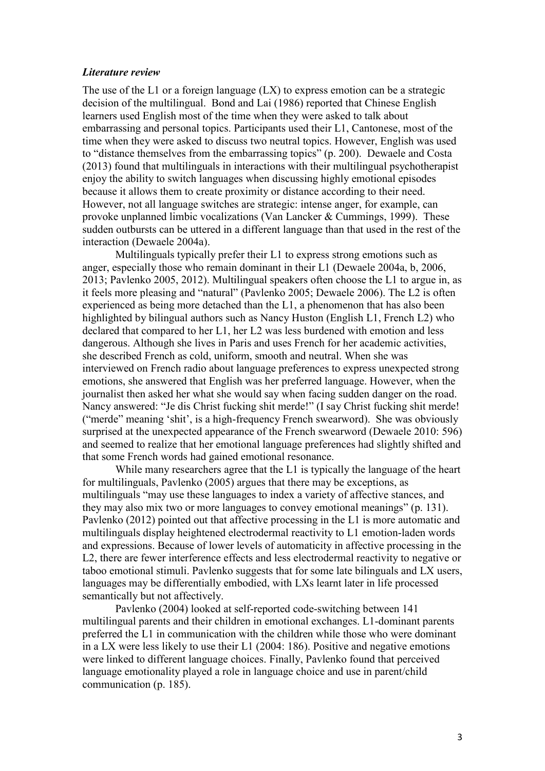### *Literature review*

The use of the L1 or a foreign language (LX) to express emotion can be a strategic decision of the multilingual. Bond and Lai (1986) reported that Chinese English learners used English most of the time when they were asked to talk about embarrassing and personal topics. Participants used their L1, Cantonese, most of the time when they were asked to discuss two neutral topics. However, English was used to "distance themselves from the embarrassing topics" (p. 200). Dewaele and Costa (2013) found that multilinguals in interactions with their multilingual psychotherapist enjoy the ability to switch languages when discussing highly emotional episodes because it allows them to create proximity or distance according to their need. However, not all language switches are strategic: intense anger, for example, can provoke unplanned limbic vocalizations (Van Lancker & Cummings, 1999). These sudden outbursts can be uttered in a different language than that used in the rest of the interaction (Dewaele 2004a).

Multilinguals typically prefer their L1 to express strong emotions such as anger, especially those who remain dominant in their L1 (Dewaele 2004a, b, 2006, 2013; Pavlenko 2005, 2012). Multilingual speakers often choose the L1 to argue in, as it feels more pleasing and "natural" (Pavlenko 2005; Dewaele 2006). The L2 is often experienced as being more detached than the L1, a phenomenon that has also been highlighted by bilingual authors such as Nancy Huston (English L1, French L2) who declared that compared to her L1, her L2 was less burdened with emotion and less dangerous. Although she lives in Paris and uses French for her academic activities, she described French as cold, uniform, smooth and neutral. When she was interviewed on French radio about language preferences to express unexpected strong emotions, she answered that English was her preferred language. However, when the journalist then asked her what she would say when facing sudden danger on the road. Nancy answered: "Je dis Christ fucking shit merde!" (I say Christ fucking shit merde! ("merde" meaning 'shit', is a high-frequency French swearword). She was obviously surprised at the unexpected appearance of the French swearword (Dewaele 2010: 596) and seemed to realize that her emotional language preferences had slightly shifted and that some French words had gained emotional resonance.

While many researchers agree that the L1 is typically the language of the heart for multilinguals, Pavlenko (2005) argues that there may be exceptions, as multilinguals "may use these languages to index a variety of affective stances, and they may also mix two or more languages to convey emotional meanings" (p. 131). Pavlenko (2012) pointed out that affective processing in the L1 is more automatic and multilinguals display heightened electrodermal reactivity to L1 emotion-laden words and expressions. Because of lower levels of automaticity in affective processing in the L2, there are fewer interference effects and less electrodermal reactivity to negative or taboo emotional stimuli. Pavlenko suggests that for some late bilinguals and LX users, languages may be differentially embodied, with LXs learnt later in life processed semantically but not affectively.

Pavlenko (2004) looked at self-reported code-switching between 141 multilingual parents and their children in emotional exchanges. L1-dominant parents preferred the L1 in communication with the children while those who were dominant in a LX were less likely to use their L1 (2004: 186). Positive and negative emotions were linked to different language choices. Finally, Pavlenko found that perceived language emotionality played a role in language choice and use in parent/child communication (p. 185).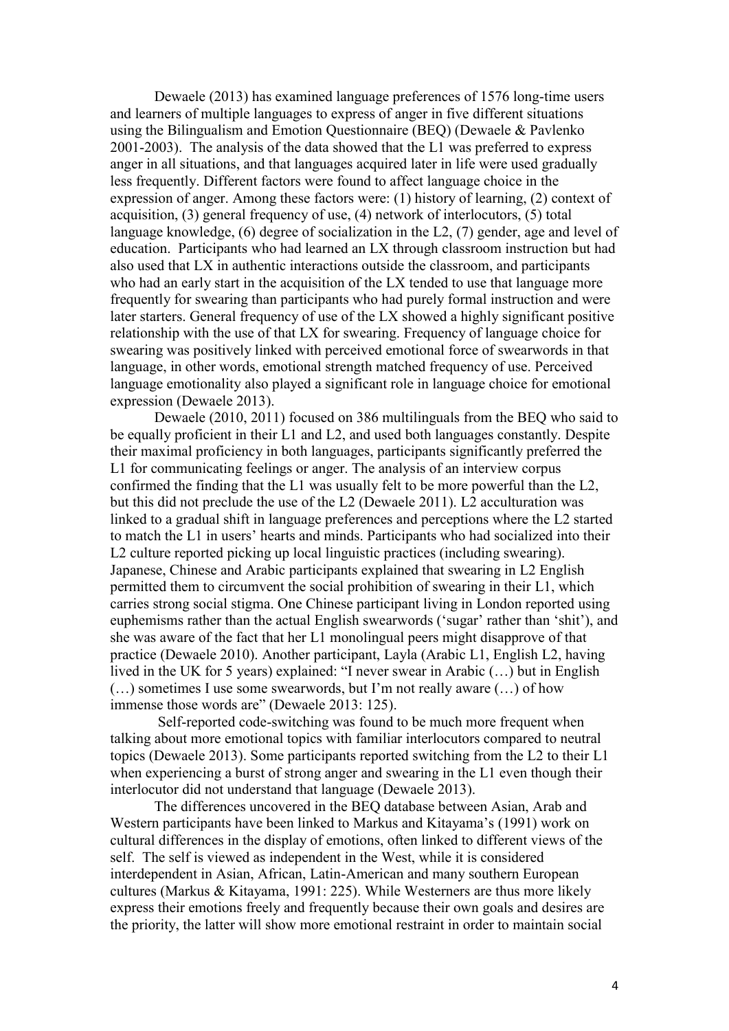Dewaele (2013) has examined language preferences of 1576 long-time users and learners of multiple languages to express of anger in five different situations using the Bilingualism and Emotion Questionnaire (BEQ) (Dewaele & Pavlenko 2001-2003). The analysis of the data showed that the L1 was preferred to express anger in all situations, and that languages acquired later in life were used gradually less frequently. Different factors were found to affect language choice in the expression of anger. Among these factors were: (1) history of learning, (2) context of acquisition, (3) general frequency of use, (4) network of interlocutors, (5) total language knowledge, (6) degree of socialization in the L2, (7) gender, age and level of education. Participants who had learned an LX through classroom instruction but had also used that LX in authentic interactions outside the classroom, and participants who had an early start in the acquisition of the LX tended to use that language more frequently for swearing than participants who had purely formal instruction and were later starters. General frequency of use of the LX showed a highly significant positive relationship with the use of that LX for swearing. Frequency of language choice for swearing was positively linked with perceived emotional force of swearwords in that language, in other words, emotional strength matched frequency of use. Perceived language emotionality also played a significant role in language choice for emotional expression (Dewaele 2013).

Dewaele (2010, 2011) focused on 386 multilinguals from the BEQ who said to be equally proficient in their L1 and L2, and used both languages constantly. Despite their maximal proficiency in both languages, participants significantly preferred the L1 for communicating feelings or anger. The analysis of an interview corpus confirmed the finding that the L1 was usually felt to be more powerful than the L2, but this did not preclude the use of the L2 (Dewaele 2011). L2 acculturation was linked to a gradual shift in language preferences and perceptions where the L2 started to match the L1 in users' hearts and minds. Participants who had socialized into their L2 culture reported picking up local linguistic practices (including swearing). Japanese, Chinese and Arabic participants explained that swearing in L2 English permitted them to circumvent the social prohibition of swearing in their L1, which carries strong social stigma. One Chinese participant living in London reported using euphemisms rather than the actual English swearwords ('sugar' rather than 'shit'), and she was aware of the fact that her L1 monolingual peers might disapprove of that practice (Dewaele 2010). Another participant, Layla (Arabic L1, English L2, having lived in the UK for 5 years) explained: "I never swear in Arabic (…) but in English (…) sometimes I use some swearwords, but I'm not really aware (…) of how immense those words are" (Dewaele 2013: 125).

Self-reported code-switching was found to be much more frequent when talking about more emotional topics with familiar interlocutors compared to neutral topics (Dewaele 2013). Some participants reported switching from the L2 to their L1 when experiencing a burst of strong anger and swearing in the L1 even though their interlocutor did not understand that language (Dewaele 2013).

The differences uncovered in the BEQ database between Asian, Arab and Western participants have been linked to Markus and Kitayama's (1991) work on cultural differences in the display of emotions, often linked to different views of the self. The self is viewed as independent in the West, while it is considered interdependent in Asian, African, Latin-American and many southern European cultures (Markus & Kitayama, 1991: 225). While Westerners are thus more likely express their emotions freely and frequently because their own goals and desires are the priority, the latter will show more emotional restraint in order to maintain social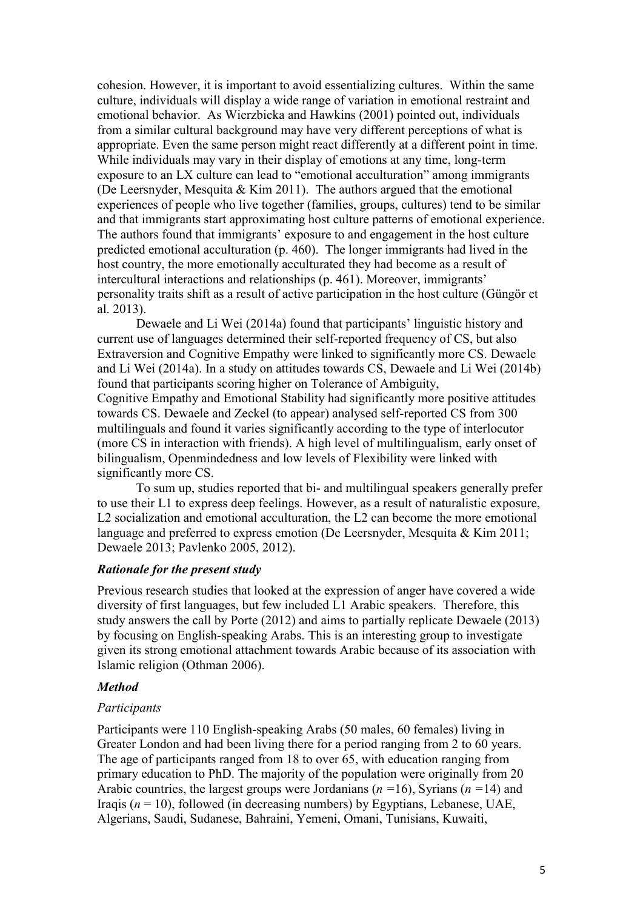cohesion. However, it is important to avoid essentializing cultures. Within the same culture, individuals will display a wide range of variation in emotional restraint and emotional behavior. As Wierzbicka and Hawkins (2001) pointed out, individuals from a similar cultural background may have very different perceptions of what is appropriate. Even the same person might react differently at a different point in time. While individuals may vary in their display of emotions at any time, long-term exposure to an LX culture can lead to "emotional acculturation" among immigrants (De Leersnyder, Mesquita & Kim 2011). The authors argued that the emotional experiences of people who live together (families, groups, cultures) tend to be similar and that immigrants start approximating host culture patterns of emotional experience. The authors found that immigrants' exposure to and engagement in the host culture predicted emotional acculturation (p. 460). The longer immigrants had lived in the host country, the more emotionally acculturated they had become as a result of intercultural interactions and relationships (p. 461). Moreover, immigrants' personality traits shift as a result of active participation in the host culture (Güngör et al. 2013).

Dewaele and Li Wei (2014a) found that participants' linguistic history and current use of languages determined their self-reported frequency of CS, but also Extraversion and Cognitive Empathy were linked to significantly more CS. Dewaele and Li Wei (2014a). In a study on attitudes towards CS, Dewaele and Li Wei (2014b) found that participants scoring higher on Tolerance of Ambiguity, Cognitive Empathy and Emotional Stability had significantly more positive attitudes towards CS. Dewaele and Zeckel (to appear) analysed self-reported CS from 300 multilinguals and found it varies significantly according to the type of interlocutor (more CS in interaction with friends). A high level of multilingualism, early onset of bilingualism, Openmindedness and low levels of Flexibility were linked with significantly more CS.

To sum up, studies reported that bi- and multilingual speakers generally prefer to use their L1 to express deep feelings. However, as a result of naturalistic exposure, L2 socialization and emotional acculturation, the L2 can become the more emotional language and preferred to express emotion (De Leersnyder, Mesquita & Kim 2011; Dewaele 2013; Pavlenko 2005, 2012).

### *Rationale for the present study*

Previous research studies that looked at the expression of anger have covered a wide diversity of first languages, but few included L1 Arabic speakers. Therefore, this study answers the call by Porte (2012) and aims to partially replicate Dewaele (2013) by focusing on English-speaking Arabs. This is an interesting group to investigate given its strong emotional attachment towards Arabic because of its association with Islamic religion (Othman 2006).

### *Method*

#### *Participants*

Participants were 110 English-speaking Arabs (50 males, 60 females) living in Greater London and had been living there for a period ranging from 2 to 60 years. The age of participants ranged from 18 to over 65, with education ranging from primary education to PhD. The majority of the population were originally from 20 Arabic countries, the largest groups were Jordanians ($n$ =16), Syrians ($n$ =14) and Iraqis ($n$ = 10), followed (in decreasing numbers) by Egyptians, Lebanese, UAE, Algerians, Saudi, Sudanese, Bahraini, Yemeni, Omani, Tunisians, Kuwaiti,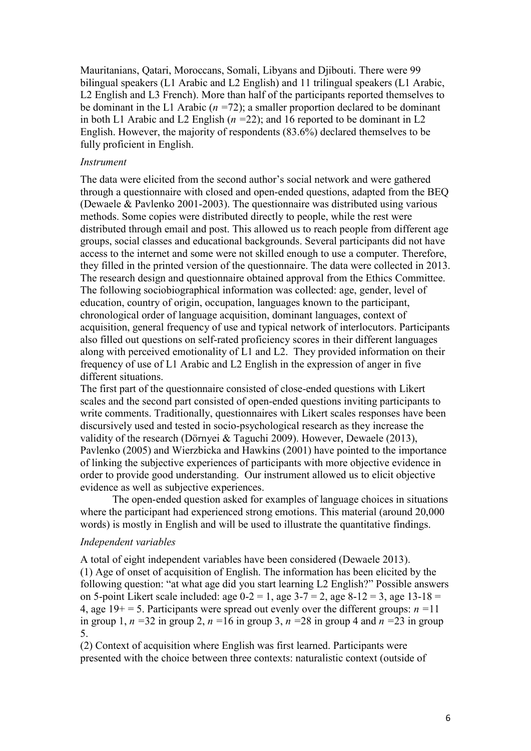Mauritanians, Qatari, Moroccans, Somali, Libyans and Djibouti. There were 99 bilingual speakers (L1 Arabic and L2 English) and 11 trilingual speakers (L1 Arabic, L2 English and L3 French). More than half of the participants reported themselves to be dominant in the L1 Arabic ($n$ =72); a smaller proportion declared to be dominant in both L1 Arabic and L2 English ($n$ =22); and 16 reported to be dominant in L2 English. However, the majority of respondents (83.6%) declared themselves to be fully proficient in English.

*Instrument*

The data were elicited from the second author's social network and were gathered through a questionnaire with closed and open-ended questions, adapted from the BEQ (Dewaele & Pavlenko 2001-2003). The questionnaire was distributed using various methods. Some copies were distributed directly to people, while the rest were distributed through email and post. This allowed us to reach people from different age groups, social classes and educational backgrounds. Several participants did not have access to the internet and some were not skilled enough to use a computer. Therefore, they filled in the printed version of the questionnaire. The data were collected in 2013. The research design and questionnaire obtained approval from the Ethics Committee. The following sociobiographical information was collected: age, gender, level of education, country of origin, occupation, languages known to the participant, chronological order of language acquisition, dominant languages, context of acquisition, general frequency of use and typical network of interlocutors. Participants also filled out questions on self-rated proficiency scores in their different languages along with perceived emotionality of L1 and L2. They provided information on their frequency of use of L1 Arabic and L2 English in the expression of anger in five different situations.

The first part of the questionnaire consisted of close-ended questions with Likert scales and the second part consisted of open-ended questions inviting participants to write comments. Traditionally, questionnaires with Likert scales responses have been discursively used and tested in socio-psychological research as they increase the validity of the research (Dörnyei & Taguchi 2009). However, Dewaele (2013), Pavlenko (2005) and Wierzbicka and Hawkins (2001) have pointed to the importance of linking the subjective experiences of participants with more objective evidence in order to provide good understanding. Our instrument allowed us to elicit objective evidence as well as subjective experiences.

The open-ended question asked for examples of language choices in situations where the participant had experienced strong emotions. This material (around 20,000 words) is mostly in English and will be used to illustrate the quantitative findings.

*Independent variables*

A total of eight independent variables have been considered (Dewaele 2013).

(1) Age of onset of acquisition of English. The information has been elicited by the following question: "at what age did you start learning L2 English?" Possible answers on 5-point Likert scale included: age 0-2 = 1, age 3-7 = 2, age 8-12 = 3, age 13-18 = 4, age 19+ = 5. Participants were spread out evenly over the different groups: $n$ =11 in group 1, $n$ =32 in group 2, $n$ =16 in group 3, $n$ =28 in group 4 and $n$ =23 in group 5.

(2) Context of acquisition where English was first learned. Participants were presented with the choice between three contexts: naturalistic context (outside of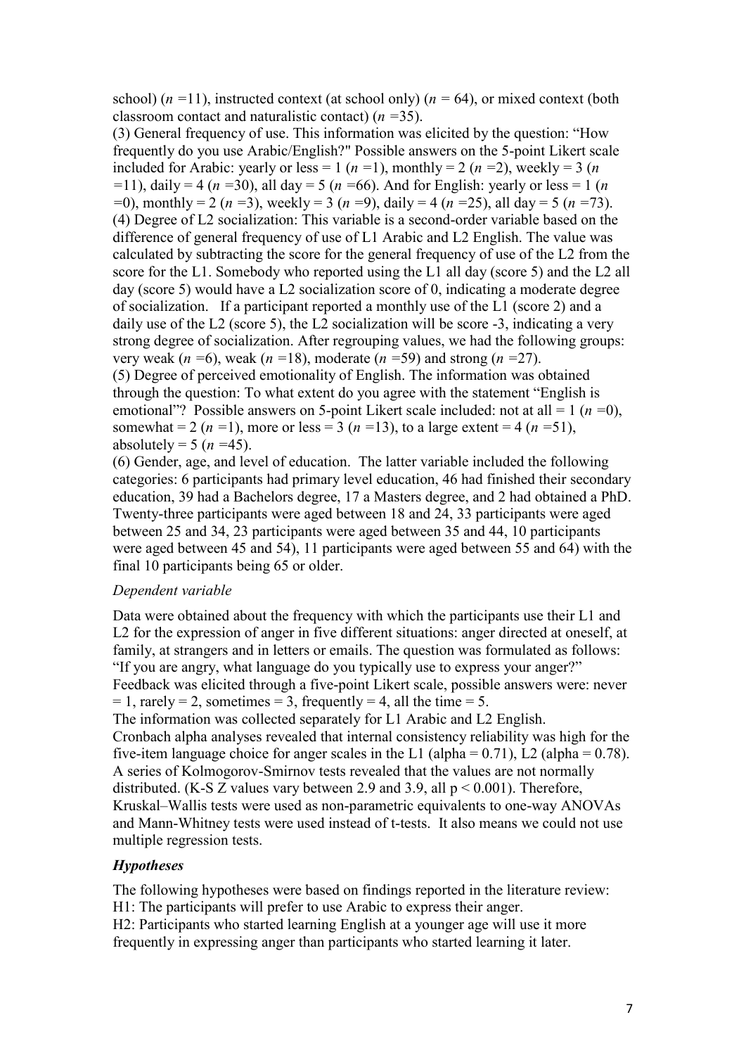school) ($n$ =11), instructed context (at school only) ($n$ = 64), or mixed context (both classroom contact and naturalistic contact) ($n$ =35).

(3) General frequency of use. This information was elicited by the question: "How frequently do you use Arabic/English?" Possible answers on the 5-point Likert scale included for Arabic: yearly or less = 1 ($n$ =1), monthly = 2 ($n$ =2), weekly = 3 ($n$ =11), daily = 4 ($n$ =30), all day = 5 ($n$ =66). And for English: yearly or less = 1 ($n$ =0), monthly = 2 ($n$ =3), weekly = 3 ($n$ =9), daily = 4 ($n$ =25), all day = 5 ($n$ =73).

(4) Degree of L2 socialization: This variable is a second-order variable based on the difference of general frequency of use of L1 Arabic and L2 English. The value was calculated by subtracting the score for the general frequency of use of the L2 from the score for the L1. Somebody who reported using the L1 all day (score 5) and the L2 all day (score 5) would have a L2 socialization score of 0, indicating a moderate degree of socialization. If a participant reported a monthly use of the L1 (score 2) and a daily use of the L2 (score 5), the L2 socialization will be score -3, indicating a very strong degree of socialization. After regrouping values, we had the following groups: very weak ($n$ =6), weak ($n$ =18), moderate ($n$ =59) and strong ($n$ =27).

(5) Degree of perceived emotionality of English. The information was obtained through the question: To what extent do you agree with the statement "English is emotional"? Possible answers on 5-point Likert scale included: not at all = 1 ($n$ =0), somewhat = 2 ($n$ =1), more or less = 3 ($n$ =13), to a large extent = 4 ($n$ =51), absolutely = 5 ($n$ =45).

(6) Gender, age, and level of education. The latter variable included the following categories: 6 participants had primary level education, 46 had finished their secondary education, 39 had a Bachelors degree, 17 a Masters degree, and 2 had obtained a PhD. Twenty-three participants were aged between 18 and 24, 33 participants were aged between 25 and 34, 23 participants were aged between 35 and 44, 10 participants were aged between 45 and 54), 11 participants were aged between 55 and 64) with the final 10 participants being 65 or older.

*Dependent variable*

Data were obtained about the frequency with which the participants use their L1 and L2 for the expression of anger in five different situations: anger directed at oneself, at family, at strangers and in letters or emails. The question was formulated as follows: "If you are angry, what language do you typically use to express your anger?" Feedback was elicited through a five-point Likert scale, possible answers were: never = 1, rarely = 2, sometimes = 3, frequently = 4, all the time = 5.
The information was collected separately for L1 Arabic and L2 English.
Cronbach alpha analyses revealed that internal consistency reliability was high for the five-item language choice for anger scales in the L1 (alpha = 0.71), L2 (alpha = 0.78). A series of Kolmogorov-Smirnov tests revealed that the values are not normally distributed. (K-S Z values vary between 2.9 and 3.9, all $p < 0.001$). Therefore, Kruskal–Wallis tests were used as non-parametric equivalents to one-way ANOVAs and Mann-Whitney tests were used instead of t-tests. It also means we could not use multiple regression tests.

## ***Hypotheses***

The following hypotheses were based on findings reported in the literature review:
H1: The participants will prefer to use Arabic to express their anger.
H2: Participants who started learning English at a younger age will use it more frequently in expressing anger than participants who started learning it later.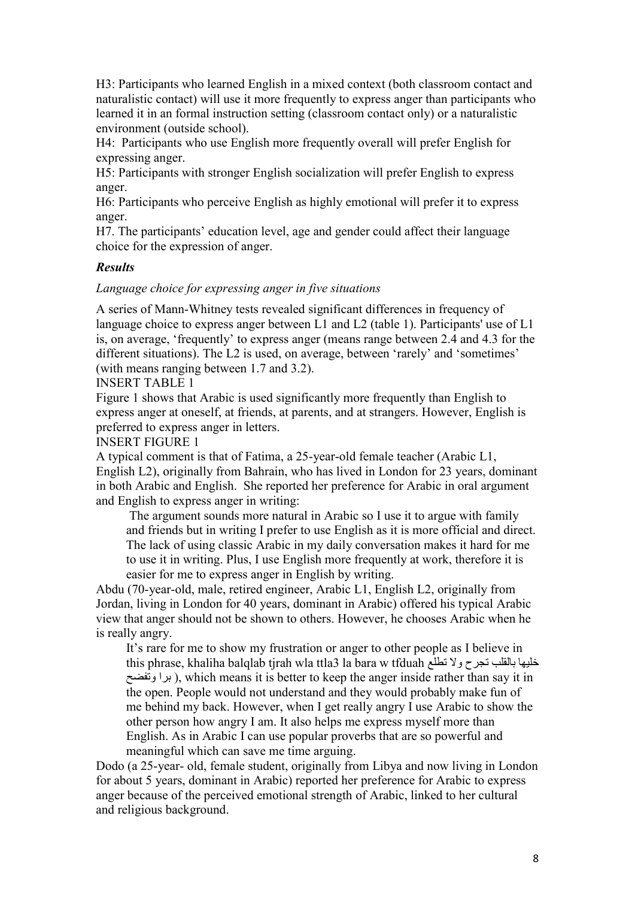H3: Participants who learned English in a mixed context (both classroom contact and naturalistic contact) will use it more frequently to express anger than participants who learned it in an formal instruction setting (classroom contact only) or a naturalistic environment (outside school).

H4: Participants who use English more frequently overall will prefer English for expressing anger.

H5: Participants with stronger English socialization will prefer English to express anger.

H6: Participants who perceive English as highly emotional will prefer it to express anger.

H7. The participants' education level, age and gender could affect their language choice for the expression of anger.

### *Results*

*Language choice for expressing anger in five situations*

A series of Mann-Whitney tests revealed significant differences in frequency of language choice to express anger between L1 and L2 (table 1). Participants' use of L1 is, on average, 'frequently' to express anger (means range between 2.4 and 4.3 for the different situations). The L2 is used, on average, between 'rarely' and 'sometimes' (with means ranging between 1.7 and 3.2).

INSERT TABLE 1

Figure 1 shows that Arabic is used significantly more frequently than English to express anger at oneself, at friends, at parents, and at strangers. However, English is preferred to express anger in letters.

INSERT FIGURE 1

A typical comment is that of Fatima, a 25-year-old female teacher (Arabic L1, English L2), originally from Bahrain, who has lived in London for 23 years, dominant in both Arabic and English. She reported her preference for Arabic in oral argument and English to express anger in writing:

> The argument sounds more natural in Arabic so I use it to argue with family and friends but in writing I prefer to use English as it is more official and direct. The lack of using classic Arabic in my daily conversation makes it hard for me to use it in writing. Plus, I use English more frequently at work, therefore it is easier for me to express anger in English by writing.

Abdu (70-year-old, male, retired engineer, Arabic L1, English L2, originally from Jordan, living in London for 40 years, dominant in Arabic) offered his typical Arabic view that anger should not be shown to others. However, he chooses Arabic when he is really angry.

> It's rare for me to show my frustration or anger to other people as I believe in this phrase, khaliha balqlab tjrah wla ttla3 la bara w tfduah (خليها بالقلب تجرح ولا تطلع برا وتفضح), which means it is better to keep the anger inside rather than say it in the open. People would not understand and they would probably make fun of me behind my back. However, when I get really angry I use Arabic to show the other person how angry I am. It also helps me express myself more than English. As in Arabic I can use popular proverbs that are so powerful and meaningful which can save me time arguing.

Dodo (a 25-year- old, female student, originally from Libya and now living in London for about 5 years, dominant in Arabic) reported her preference for Arabic to express anger because of the perceived emotional strength of Arabic, linked to her cultural and religious background.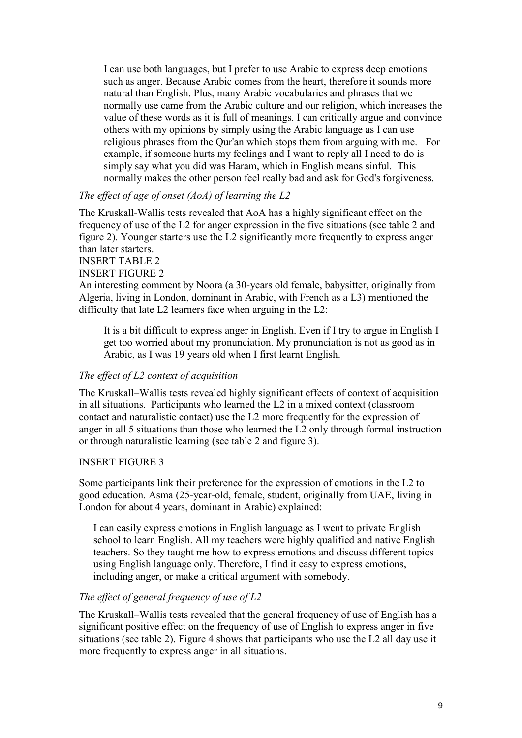> I can use both languages, but I prefer to use Arabic to express deep emotions such as anger. Because Arabic comes from the heart, therefore it sounds more natural than English. Plus, many Arabic vocabularies and phrases that we normally use came from the Arabic culture and our religion, which increases the value of these words as it is full of meanings. I can critically argue and convince others with my opinions by simply using the Arabic language as I can use religious phrases from the Qur'an which stops them from arguing with me. For example, if someone hurts my feelings and I want to reply all I need to do is simply say what you did was Haram, which in English means sinful. This normally makes the other person feel really bad and ask for God's forgiveness.

*The effect of age of onset (AoA) of learning the L2*

The Kruskall-Wallis tests revealed that AoA has a highly significant effect on the frequency of use of the L2 for anger expression in the five situations (see table 2 and figure 2). Younger starters use the L2 significantly more frequently to express anger than later starters.

INSERT TABLE 2

INSERT FIGURE 2

An interesting comment by Noora (a 30-years old female, babysitter, originally from Algeria, living in London, dominant in Arabic, with French as a L3) mentioned the difficulty that late L2 learners face when arguing in the L2:

> It is a bit difficult to express anger in English. Even if I try to argue in English I get too worried about my pronunciation. My pronunciation is not as good as in Arabic, as I was 19 years old when I first learnt English.

*The effect of L2 context of acquisition*

The Kruskall–Wallis tests revealed highly significant effects of context of acquisition in all situations. Participants who learned the L2 in a mixed context (classroom contact and naturalistic contact) use the L2 more frequently for the expression of anger in all 5 situations than those who learned the L2 only through formal instruction or through naturalistic learning (see table 2 and figure 3).

INSERT FIGURE 3

Some participants link their preference for the expression of emotions in the L2 to good education. Asma (25-year-old, female, student, originally from UAE, living in London for about 4 years, dominant in Arabic) explained:

> I can easily express emotions in English language as I went to private English school to learn English. All my teachers were highly qualified and native English teachers. So they taught me how to express emotions and discuss different topics using English language only. Therefore, I find it easy to express emotions, including anger, or make a critical argument with somebody.

*The effect of general frequency of use of L2*

The Kruskall–Wallis tests revealed that the general frequency of use of English has a significant positive effect on the frequency of use of English to express anger in five situations (see table 2). Figure 4 shows that participants who use the L2 all day use it more frequently to express anger in all situations.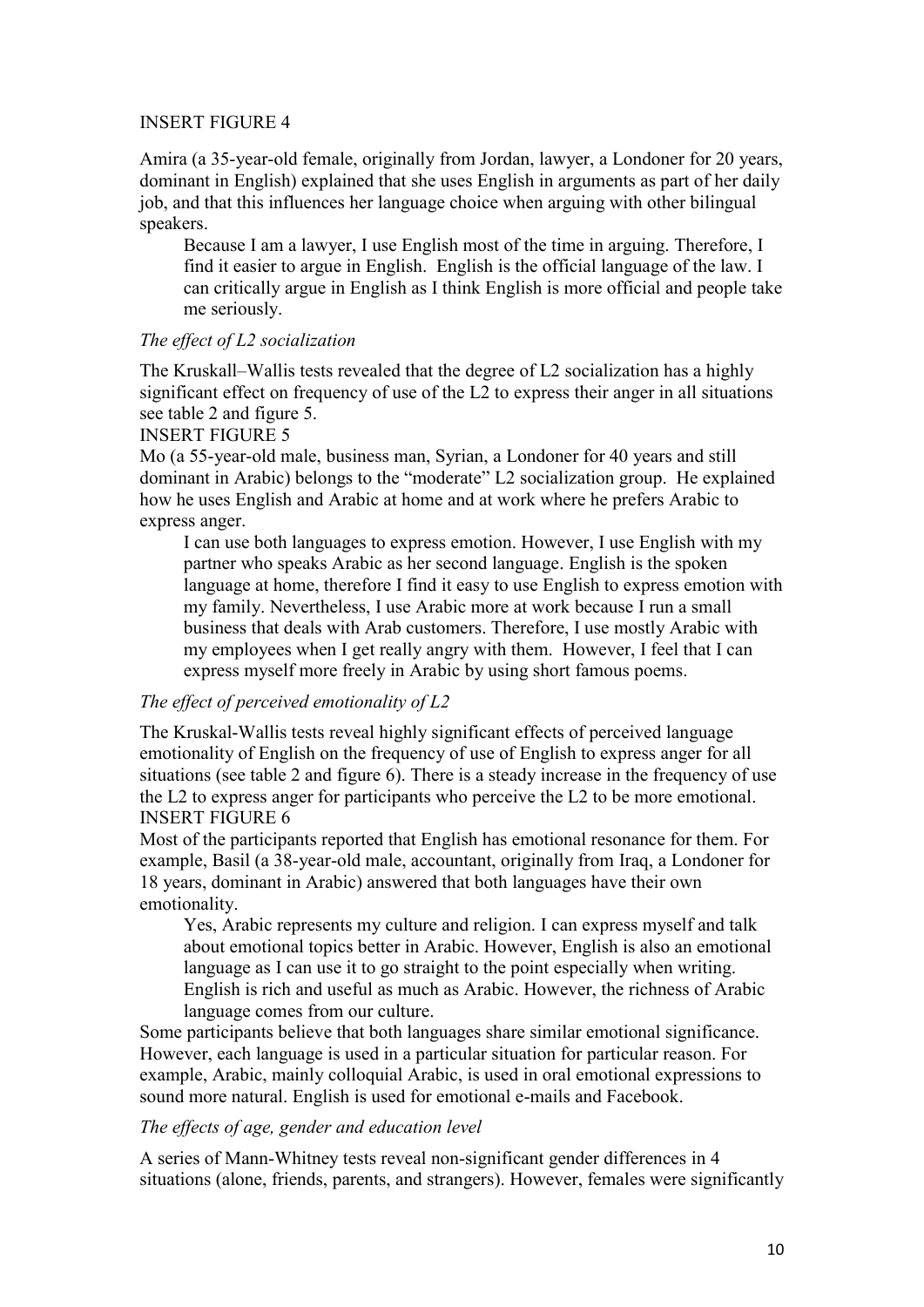INSERT FIGURE 4

Amira (a 35-year-old female, originally from Jordan, lawyer, a Londoner for 20 years, dominant in English) explained that she uses English in arguments as part of her daily job, and that this influences her language choice when arguing with other bilingual speakers.

> Because I am a lawyer, I use English most of the time in arguing. Therefore, I find it easier to argue in English. English is the official language of the law. I can critically argue in English as I think English is more official and people take me seriously.

*The effect of L2 socialization*

The Kruskall–Wallis tests revealed that the degree of L2 socialization has a highly significant effect on frequency of use of the L2 to express their anger in all situations see table 2 and figure 5.

INSERT FIGURE 5

Mo (a 55-year-old male, business man, Syrian, a Londoner for 40 years and still dominant in Arabic) belongs to the "moderate" L2 socialization group. He explained how he uses English and Arabic at home and at work where he prefers Arabic to express anger.

> I can use both languages to express emotion. However, I use English with my partner who speaks Arabic as her second language. English is the spoken language at home, therefore I find it easy to use English to express emotion with my family. Nevertheless, I use Arabic more at work because I run a small business that deals with Arab customers. Therefore, I use mostly Arabic with my employees when I get really angry with them. However, I feel that I can express myself more freely in Arabic by using short famous poems.

*The effect of perceived emotionality of L2*

The Kruskal-Wallis tests reveal highly significant effects of perceived language emotionality of English on the frequency of use of English to express anger for all situations (see table 2 and figure 6). There is a steady increase in the frequency of use the L2 to express anger for participants who perceive the L2 to be more emotional.

INSERT FIGURE 6

Most of the participants reported that English has emotional resonance for them. For example, Basil (a 38-year-old male, accountant, originally from Iraq, a Londoner for 18 years, dominant in Arabic) answered that both languages have their own emotionality.

> Yes, Arabic represents my culture and religion. I can express myself and talk about emotional topics better in Arabic. However, English is also an emotional language as I can use it to go straight to the point especially when writing. English is rich and useful as much as Arabic. However, the richness of Arabic language comes from our culture.

Some participants believe that both languages share similar emotional significance. However, each language is used in a particular situation for particular reason. For example, Arabic, mainly colloquial Arabic, is used in oral emotional expressions to sound more natural. English is used for emotional e-mails and Facebook.

*The effects of age, gender and education level*

A series of Mann-Whitney tests reveal non-significant gender differences in 4 situations (alone, friends, parents, and strangers). However, females were significantly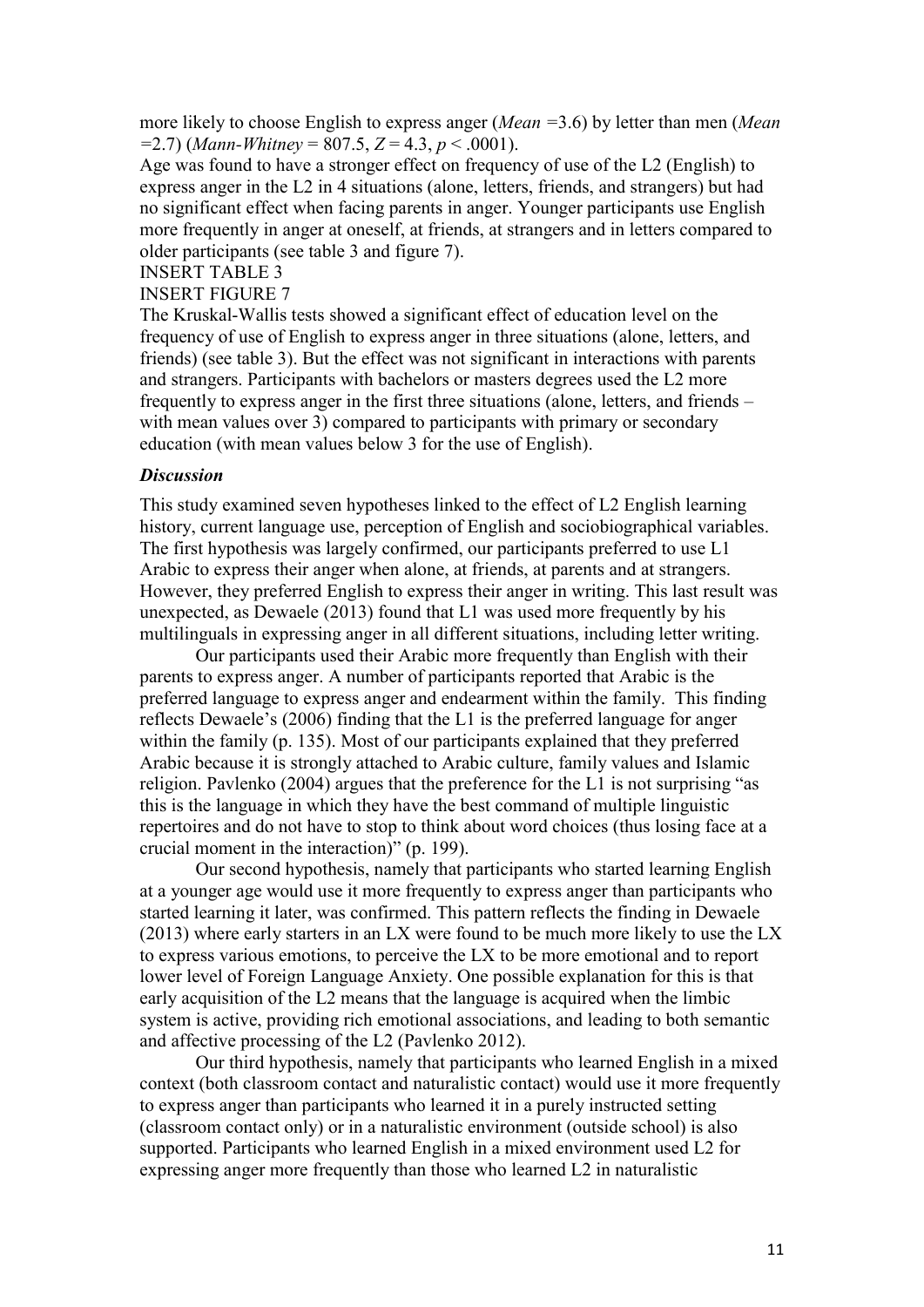more likely to choose English to express anger (*Mean* =3.6) by letter than men (*Mean* =2.7) (*Mann-Whitney* = 807.5, $Z = 4.3$, $p < .0001$).

Age was found to have a stronger effect on frequency of use of the L2 (English) to express anger in the L2 in 4 situations (alone, letters, friends, and strangers) but had no significant effect when facing parents in anger. Younger participants use English more frequently in anger at oneself, at friends, at strangers and in letters compared to older participants (see table 3 and figure 7).

INSERT TABLE 3

INSERT FIGURE 7

The Kruskal-Wallis tests showed a significant effect of education level on the frequency of use of English to express anger in three situations (alone, letters, and friends) (see table 3). But the effect was not significant in interactions with parents and strangers. Participants with bachelors or masters degrees used the L2 more frequently to express anger in the first three situations (alone, letters, and friends – with mean values over 3) compared to participants with primary or secondary education (with mean values below 3 for the use of English).

### *Discussion*

This study examined seven hypotheses linked to the effect of L2 English learning history, current language use, perception of English and sociobiographical variables. The first hypothesis was largely confirmed, our participants preferred to use L1 Arabic to express their anger when alone, at friends, at parents and at strangers. However, they preferred English to express their anger in writing. This last result was unexpected, as Dewaele (2013) found that L1 was used more frequently by his multilinguals in expressing anger in all different situations, including letter writing.

Our participants used their Arabic more frequently than English with their parents to express anger. A number of participants reported that Arabic is the preferred language to express anger and endearment within the family. This finding reflects Dewaele's (2006) finding that the L1 is the preferred language for anger within the family (p. 135). Most of our participants explained that they preferred Arabic because it is strongly attached to Arabic culture, family values and Islamic religion. Pavlenko (2004) argues that the preference for the L1 is not surprising "as this is the language in which they have the best command of multiple linguistic repertoires and do not have to stop to think about word choices (thus losing face at a crucial moment in the interaction)" (p. 199).

Our second hypothesis, namely that participants who started learning English at a younger age would use it more frequently to express anger than participants who started learning it later, was confirmed. This pattern reflects the finding in Dewaele (2013) where early starters in an LX were found to be much more likely to use the LX to express various emotions, to perceive the LX to be more emotional and to report lower level of Foreign Language Anxiety. One possible explanation for this is that early acquisition of the L2 means that the language is acquired when the limbic system is active, providing rich emotional associations, and leading to both semantic and affective processing of the L2 (Pavlenko 2012).

Our third hypothesis, namely that participants who learned English in a mixed context (both classroom contact and naturalistic contact) would use it more frequently to express anger than participants who learned it in a purely instructed setting (classroom contact only) or in a naturalistic environment (outside school) is also supported. Participants who learned English in a mixed environment used L2 for expressing anger more frequently than those who learned L2 in naturalistic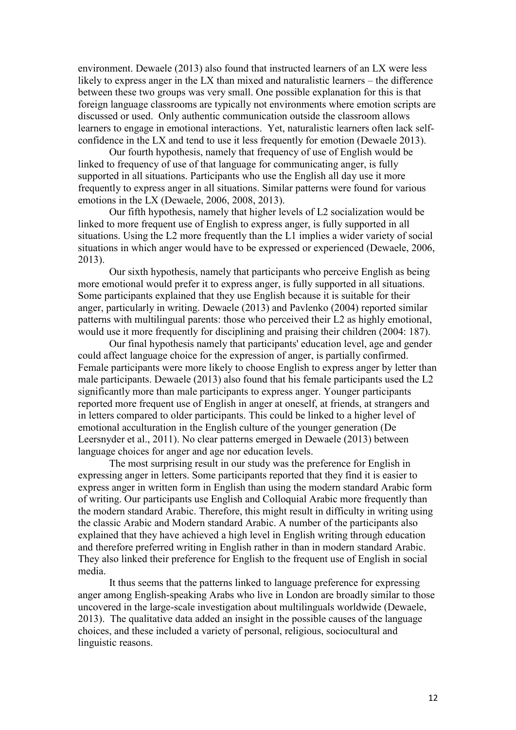environment. Dewaele (2013) also found that instructed learners of an LX were less likely to express anger in the LX than mixed and naturalistic learners – the difference between these two groups was very small. One possible explanation for this is that foreign language classrooms are typically not environments where emotion scripts are discussed or used. Only authentic communication outside the classroom allows learners to engage in emotional interactions. Yet, naturalistic learners often lack self-confidence in the LX and tend to use it less frequently for emotion (Dewaele 2013).

Our fourth hypothesis, namely that frequency of use of English would be linked to frequency of use of that language for communicating anger, is fully supported in all situations. Participants who use the English all day use it more frequently to express anger in all situations. Similar patterns were found for various emotions in the LX (Dewaele, 2006, 2008, 2013).

Our fifth hypothesis, namely that higher levels of L2 socialization would be linked to more frequent use of English to express anger, is fully supported in all situations. Using the L2 more frequently than the L1 implies a wider variety of social situations in which anger would have to be expressed or experienced (Dewaele, 2006, 2013).

Our sixth hypothesis, namely that participants who perceive English as being more emotional would prefer it to express anger, is fully supported in all situations. Some participants explained that they use English because it is suitable for their anger, particularly in writing. Dewaele (2013) and Pavlenko (2004) reported similar patterns with multilingual parents: those who perceived their L2 as highly emotional, would use it more frequently for disciplining and praising their children (2004: 187).

Our final hypothesis namely that participants' education level, age and gender could affect language choice for the expression of anger, is partially confirmed. Female participants were more likely to choose English to express anger by letter than male participants. Dewaele (2013) also found that his female participants used the L2 significantly more than male participants to express anger. Younger participants reported more frequent use of English in anger at oneself, at friends, at strangers and in letters compared to older participants. This could be linked to a higher level of emotional acculturation in the English culture of the younger generation (De Leersnyder et al., 2011). No clear patterns emerged in Dewaele (2013) between language choices for anger and age nor education levels.

The most surprising result in our study was the preference for English in expressing anger in letters. Some participants reported that they find it is easier to express anger in written form in English than using the modern standard Arabic form of writing. Our participants use English and Colloquial Arabic more frequently than the modern standard Arabic. Therefore, this might result in difficulty in writing using the classic Arabic and Modern standard Arabic. A number of the participants also explained that they have achieved a high level in English writing through education and therefore preferred writing in English rather in than in modern standard Arabic. They also linked their preference for English to the frequent use of English in social media.

It thus seems that the patterns linked to language preference for expressing anger among English-speaking Arabs who live in London are broadly similar to those uncovered in the large-scale investigation about multilinguals worldwide (Dewaele, 2013). The qualitative data added an insight in the possible causes of the language choices, and these included a variety of personal, religious, sociocultural and linguistic reasons.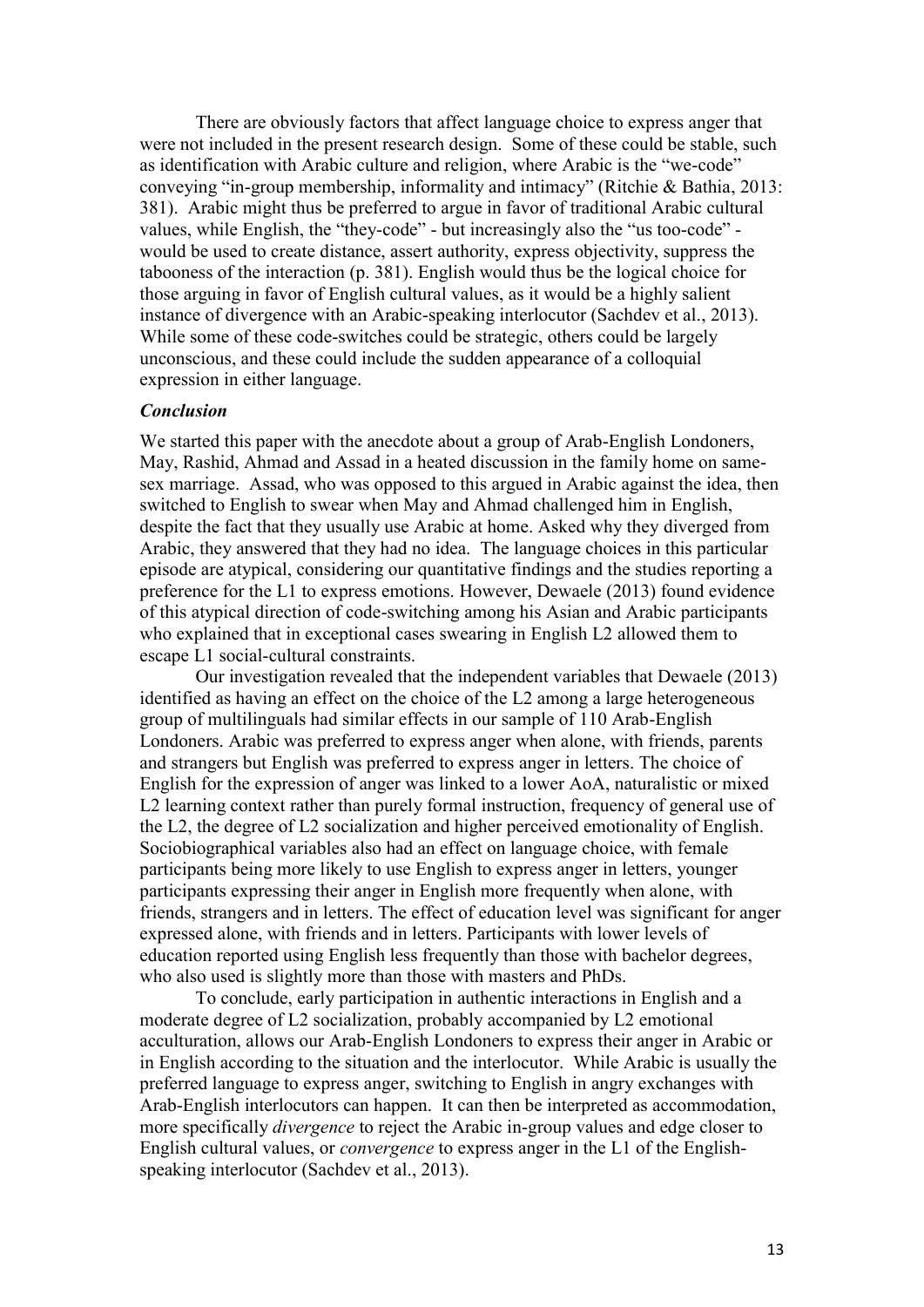There are obviously factors that affect language choice to express anger that were not included in the present research design. Some of these could be stable, such as identification with Arabic culture and religion, where Arabic is the "we-code" conveying "in-group membership, informality and intimacy" (Ritchie & Bathia, 2013: 381). Arabic might thus be preferred to argue in favor of traditional Arabic cultural values, while English, the "they-code" - but increasingly also the "us too-code" - would be used to create distance, assert authority, express objectivity, suppress the tabooness of the interaction (p. 381). English would thus be the logical choice for those arguing in favor of English cultural values, as it would be a highly salient instance of divergence with an Arabic-speaking interlocutor (Sachdev et al., 2013). While some of these code-switches could be strategic, others could be largely unconscious, and these could include the sudden appearance of a colloquial expression in either language.

### *Conclusion*

We started this paper with the anecdote about a group of Arab-English Londoners, May, Rashid, Ahmad and Assad in a heated discussion in the family home on same-sex marriage. Assad, who was opposed to this argued in Arabic against the idea, then switched to English to swear when May and Ahmad challenged him in English, despite the fact that they usually use Arabic at home. Asked why they diverged from Arabic, they answered that they had no idea. The language choices in this particular episode are atypical, considering our quantitative findings and the studies reporting a preference for the L1 to express emotions. However, Dewaele (2013) found evidence of this atypical direction of code-switching among his Asian and Arabic participants who explained that in exceptional cases swearing in English L2 allowed them to escape L1 social-cultural constraints.

Our investigation revealed that the independent variables that Dewaele (2013) identified as having an effect on the choice of the L2 among a large heterogeneous group of multilinguals had similar effects in our sample of 110 Arab-English Londoners. Arabic was preferred to express anger when alone, with friends, parents and strangers but English was preferred to express anger in letters. The choice of English for the expression of anger was linked to a lower AoA, naturalistic or mixed L2 learning context rather than purely formal instruction, frequency of general use of the L2, the degree of L2 socialization and higher perceived emotionality of English. Sociobiographical variables also had an effect on language choice, with female participants being more likely to use English to express anger in letters, younger participants expressing their anger in English more frequently when alone, with friends, strangers and in letters. The effect of education level was significant for anger expressed alone, with friends and in letters. Participants with lower levels of education reported using English less frequently than those with bachelor degrees, who also used is slightly more than those with masters and PhDs.

To conclude, early participation in authentic interactions in English and a moderate degree of L2 socialization, probably accompanied by L2 emotional acculturation, allows our Arab-English Londoners to express their anger in Arabic or in English according to the situation and the interlocutor. While Arabic is usually the preferred language to express anger, switching to English in angry exchanges with Arab-English interlocutors can happen. It can then be interpreted as accommodation, more specifically *divergence* to reject the Arabic in-group values and edge closer to English cultural values, or *convergence* to express anger in the L1 of the English-speaking interlocutor (Sachdev et al., 2013).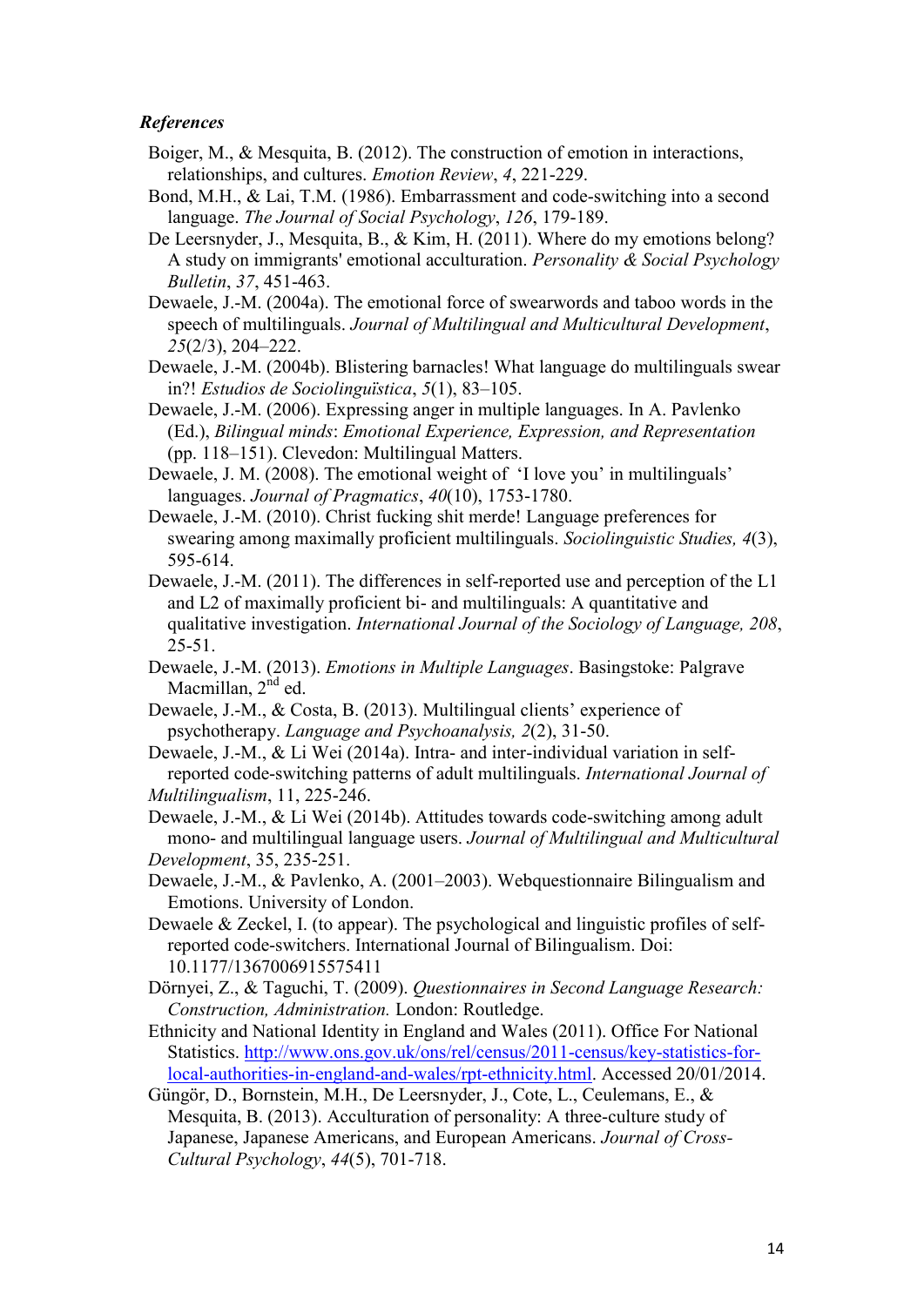### *References*

Boiger, M., & Mesquita, B. (2012). The construction of emotion in interactions, relationships, and cultures. *Emotion Review*, *4*, 221-229.

Bond, M.H., & Lai, T.M. (1986). Embarrassment and code-switching into a second language. *The Journal of Social Psychology*, *126*, 179-189.

De Leersnyder, J., Mesquita, B., & Kim, H. (2011). Where do my emotions belong? A study on immigrants' emotional acculturation. *Personality & Social Psychology Bulletin*, *37*, 451-463.

Dewaele, J.-M. (2004a). The emotional force of swearwords and taboo words in the speech of multilinguals. *Journal of Multilingual and Multicultural Development*, *25*(2/3), 204–222.

Dewaele, J.-M. (2004b). Blistering barnacles! What language do multilinguals swear in?! *Estudios de Sociolinguïstica*, *5*(1), 83–105.

Dewaele, J.-M. (2006). Expressing anger in multiple languages. In A. Pavlenko (Ed.), *Bilingual minds*: *Emotional Experience, Expression, and Representation* (pp. 118–151). Clevedon: Multilingual Matters.

Dewaele, J. M. (2008). The emotional weight of 'I love you' in multilinguals' languages. *Journal of Pragmatics*, *40*(10), 1753-1780.

Dewaele, J.-M. (2010). Christ fucking shit merde! Language preferences for swearing among maximally proficient multilinguals. *Sociolinguistic Studies, 4*(3), 595-614.

Dewaele, J.-M. (2011). The differences in self-reported use and perception of the L1 and L2 of maximally proficient bi- and multilinguals: A quantitative and qualitative investigation. *International Journal of the Sociology of Language, 208*, 25-51.

Dewaele, J.-M. (2013). *Emotions in Multiple Languages*. Basingstoke: Palgrave Macmillan, 2nd ed.

Dewaele, J.-M., & Costa, B. (2013). Multilingual clients' experience of psychotherapy. *Language and Psychoanalysis, 2*(2), 31-50.

Dewaele, J.-M., & Li Wei (2014a). Intra- and inter-individual variation in self-reported code-switching patterns of adult multilinguals. *International Journal of Multilingualism*, 11, 225-246.

Dewaele, J.-M., & Li Wei (2014b). Attitudes towards code-switching among adult mono- and multilingual language users. *Journal of Multilingual and Multicultural Development*, 35, 235-251.

Dewaele, J.-M., & Pavlenko, A. (2001–2003). Webquestionnaire Bilingualism and Emotions. University of London.

Dewaele & Zeckel, I. (to appear). The psychological and linguistic profiles of self-reported code-switchers. International Journal of Bilingualism. Doi: 10.1177/1367006915575411

Dörnyei, Z., & Taguchi, T. (2009). *Questionnaires in Second Language Research: Construction, Administration.* London: Routledge.

Ethnicity and National Identity in England and Wales (2011). Office For National Statistics. http://www.ons.gov.uk/ons/rel/census/2011-census/key-statistics-for-local-authorities-in-england-and-wales/rpt-ethnicity.html. Accessed 20/01/2014.

Güngör, D., Bornstein, M.H., De Leersnyder, J., Cote, L., Ceulemans, E., & Mesquita, B. (2013). Acculturation of personality: A three-culture study of Japanese, Japanese Americans, and European Americans. *Journal of Cross-Cultural Psychology*, *44*(5), 701-718.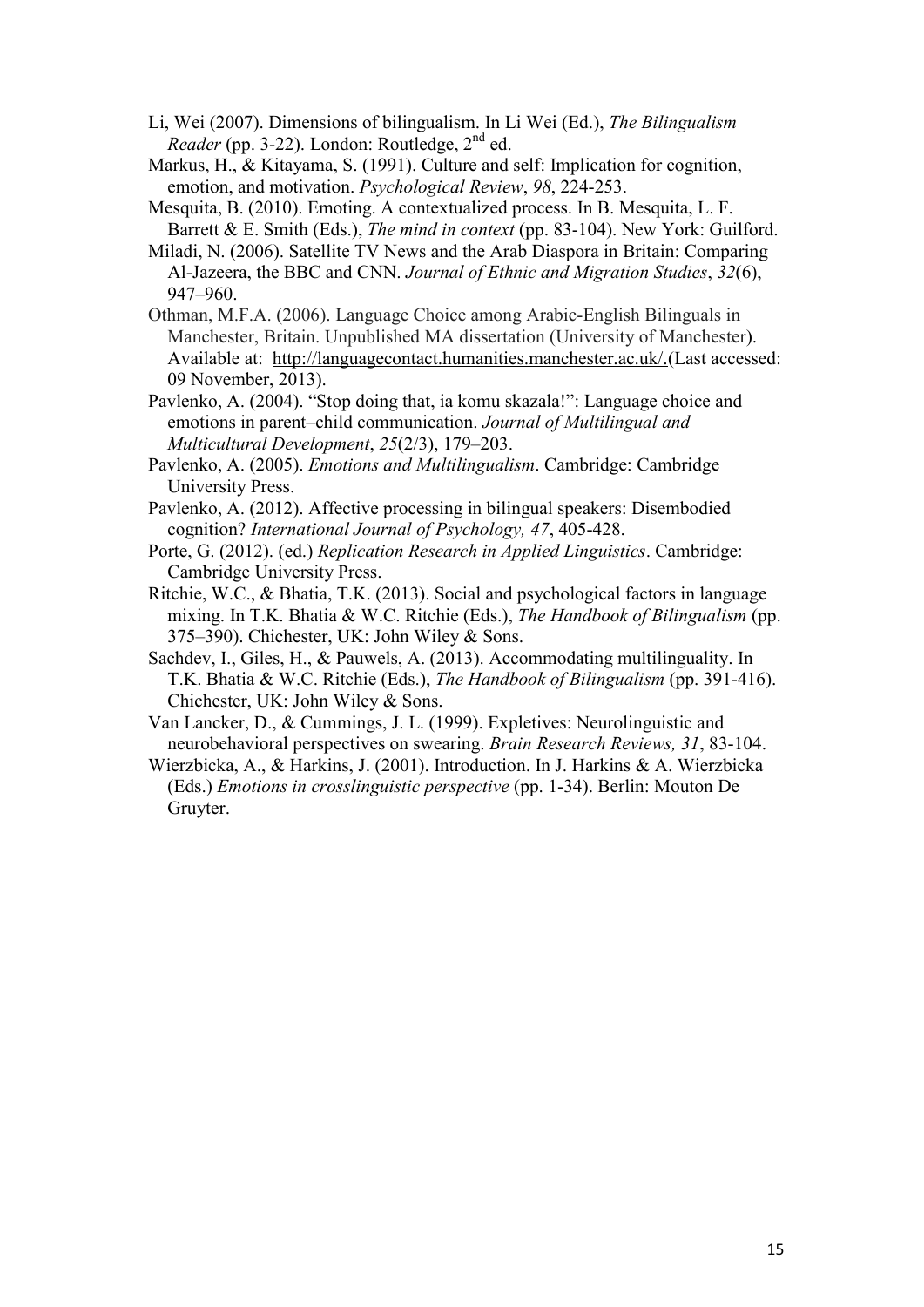Li, Wei (2007). Dimensions of bilingualism. In Li Wei (Ed.), *The Bilingualism Reader* (pp. 3-22). London: Routledge, 2nd ed.

Markus, H., & Kitayama, S. (1991). Culture and self: Implication for cognition, emotion, and motivation. *Psychological Review*, *98*, 224-253.

Mesquita, B. (2010). Emoting. A contextualized process. In B. Mesquita, L. F. Barrett & E. Smith (Eds.), *The mind in context* (pp. 83-104). New York: Guilford.

Miladi, N. (2006). Satellite TV News and the Arab Diaspora in Britain: Comparing Al-Jazeera, the BBC and CNN. *Journal of Ethnic and Migration Studies*, *32*(6), 947–960.

Othman, M.F.A. (2006). Language Choice among Arabic-English Bilinguals in Manchester, Britain. Unpublished MA dissertation (University of Manchester). Available at: http://languagecontact.humanities.manchester.ac.uk/.(Last accessed: 09 November, 2013).

Pavlenko, A. (2004). "Stop doing that, ia komu skazala!": Language choice and emotions in parent–child communication. *Journal of Multilingual and Multicultural Development*, *25*(2/3), 179–203.

Pavlenko, A. (2005). *Emotions and Multilingualism*. Cambridge: Cambridge University Press.

Pavlenko, A. (2012). Affective processing in bilingual speakers: Disembodied cognition? *International Journal of Psychology, 47*, 405-428.

Porte, G. (2012). (ed.) *Replication Research in Applied Linguistics*. Cambridge: Cambridge University Press.

Ritchie, W.C., & Bhatia, T.K. (2013). Social and psychological factors in language mixing. In T.K. Bhatia & W.C. Ritchie (Eds.), *The Handbook of Bilingualism* (pp. 375–390). Chichester, UK: John Wiley & Sons.

Sachdev, I., Giles, H., & Pauwels, A. (2013). Accommodating multilinguality. In T.K. Bhatia & W.C. Ritchie (Eds.), *The Handbook of Bilingualism* (pp. 391-416). Chichester, UK: John Wiley & Sons.

Van Lancker, D., & Cummings, J. L. (1999). Expletives: Neurolinguistic and neurobehavioral perspectives on swearing. *Brain Research Reviews, 31*, 83-104.

Wierzbicka, A., & Harkins, J. (2001). Introduction. In J. Harkins & A. Wierzbicka (Eds.) *Emotions in crosslinguistic perspective* (pp. 1-34). Berlin: Mouton De Gruyter.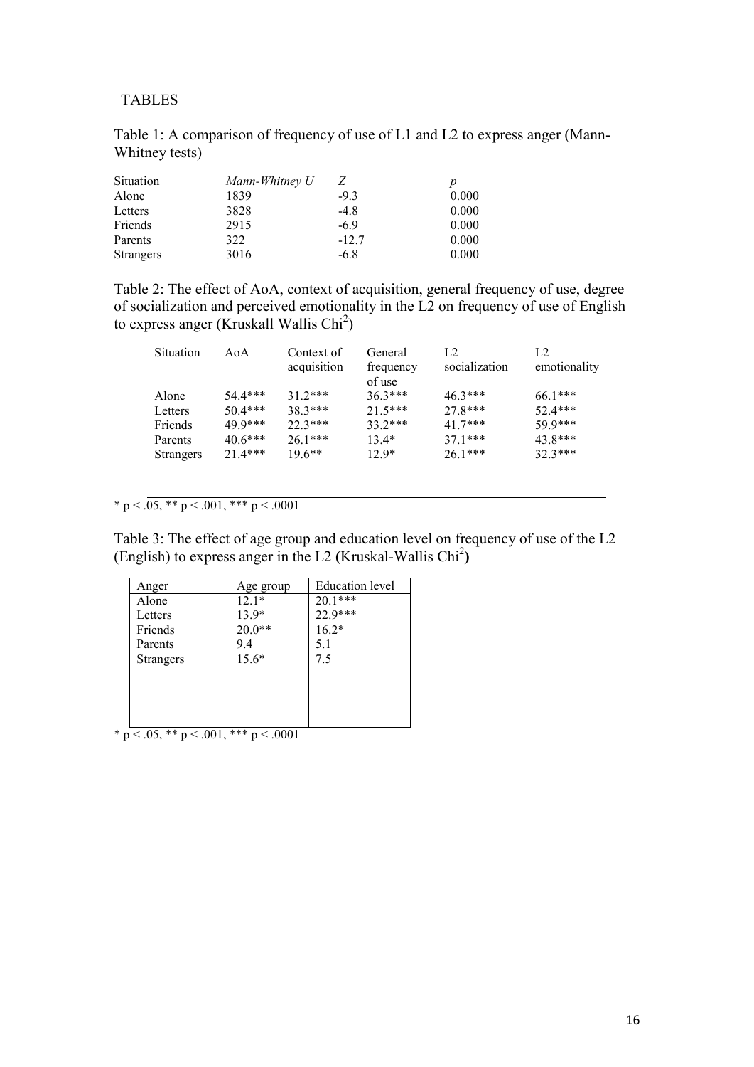TABLES

Table 1: A comparison of frequency of use of L1 and L2 to express anger (Mann-Whitney tests)

| Situation | *Mann-Whitney U* | *Z* | *p* |
|---|---|---|---|
| Alone | 1839 | -9.3 | 0.000 |
| Letters | 3828 | -4.8 | 0.000 |
| Friends | 2915 | -6.9 | 0.000 |
| Parents | 322 | -12.7 | 0.000 |
| Strangers | 3016 | -6.8 | 0.000 |

Table 2: The effect of AoA, context of acquisition, general frequency of use, degree of socialization and perceived emotionality in the L2 on frequency of use of English to express anger (Kruskall Wallis $Chi^2$)

| Situation | AoA | Context of acquisition | General frequency of use | L2 socialization | L2 emotionality |
|---|---|---|---|---|---|
| Alone | 54.4*** | 31.2*** | 36.3*** | 46.3*** | 66.1*** |
| Letters | 50.4*** | 38.3*** | 21.5*** | 27.8*** | 52.4*** |
| Friends | 49.9*** | 22.3*** | 33.2*** | 41.7*** | 59.9*** |
| Parents | 40.6*** | 26.1*** | 13.4* | 37.1*** | 43.8*** |
| Strangers | 21.4*** | 19.6** | 12.9* | 26.1*** | 32.3*** |

* p < .05, ** p < .001, *** p < .0001

Table 3: The effect of age group and education level on frequency of use of the L2 (English) to express anger in the L2 **(**Kruskal-Wallis $Chi^2$**)**

| Anger | Age group | Education level |
|---|---|---|
| Alone | 12.1* | 20.1*** |
| Letters | 13.9* | 22.9*** |
| Friends | 20.0** | 16.2* |
| Parents | 9.4 | 5.1 |
| Strangers | 15.6* | 7.5 |

* p < .05, ** p < .001, *** p < .0001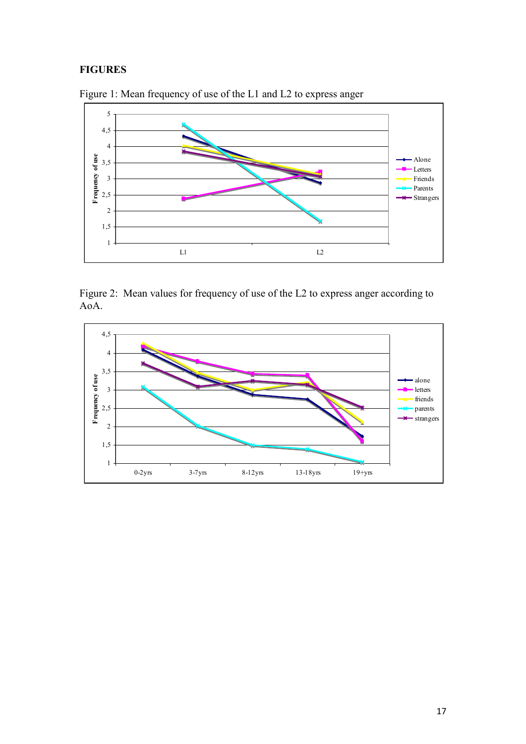**FIGURES**

Figure 1: Mean frequency of use of the L1 and L2 to express anger

Figure 2: Mean values for frequency of use of the L2 to express anger according to AoA.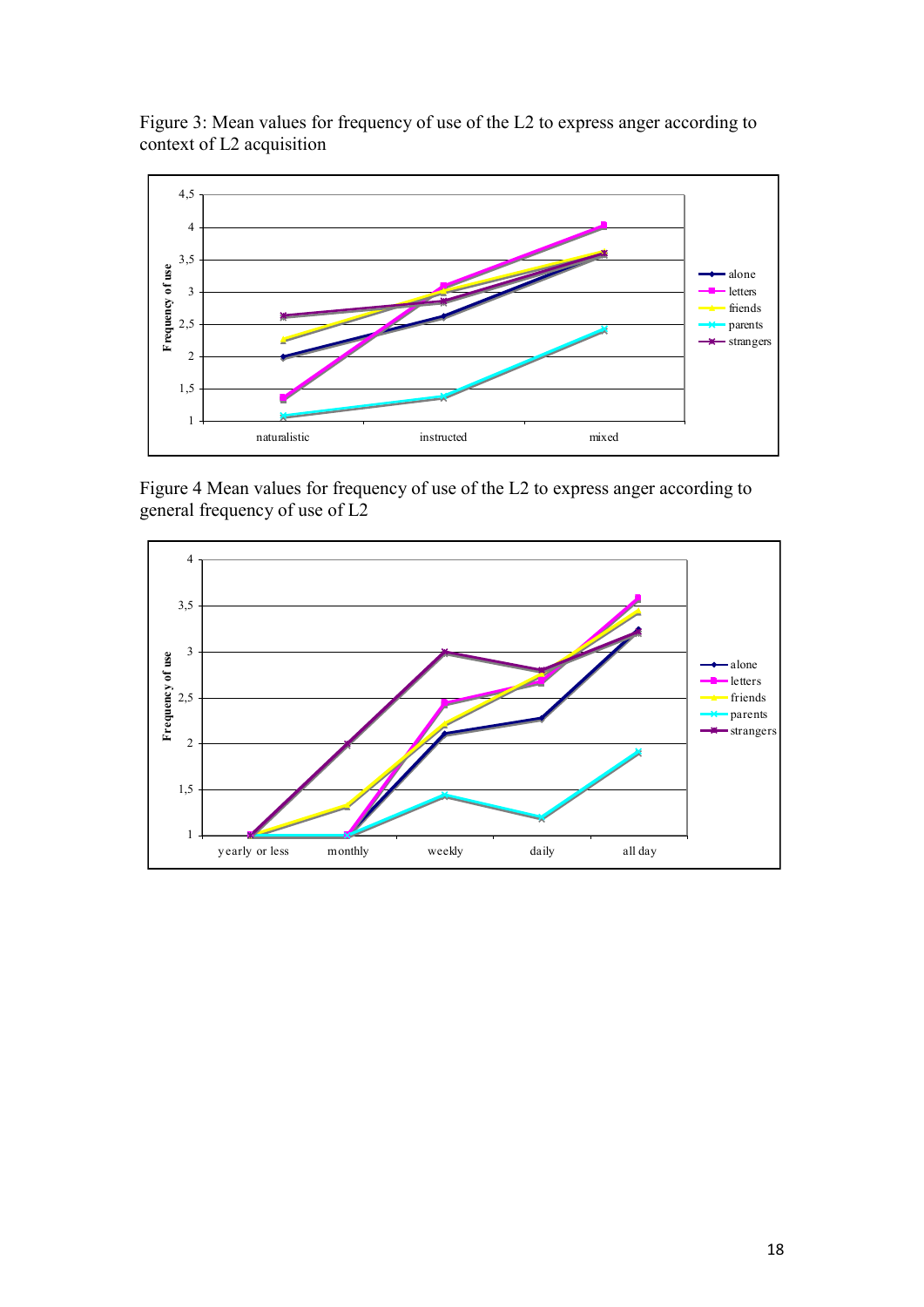Figure 3: Mean values for frequency of use of the L2 to express anger according to context of L2 acquisition

Figure 4 Mean values for frequency of use of the L2 to express anger according to general frequency of use of L2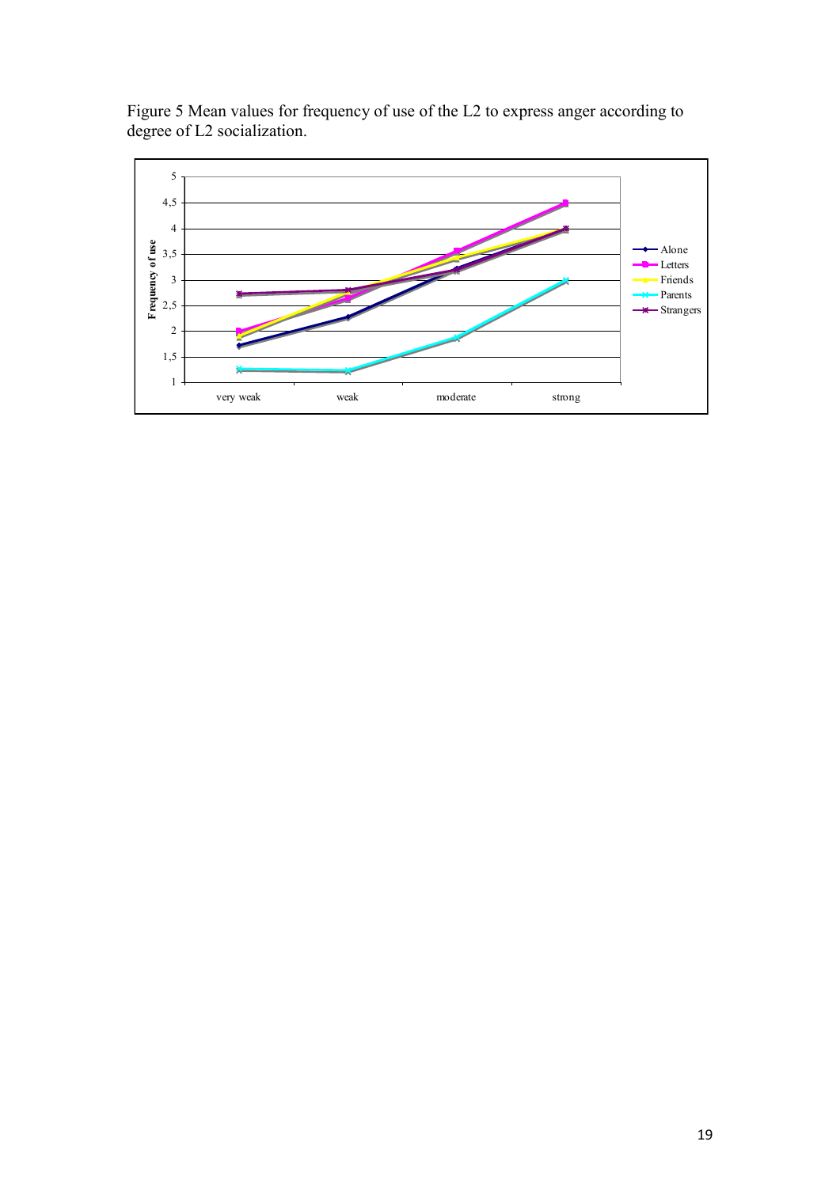Figure 5 Mean values for frequency of use of the L2 to express anger according to degree of L2 socialization.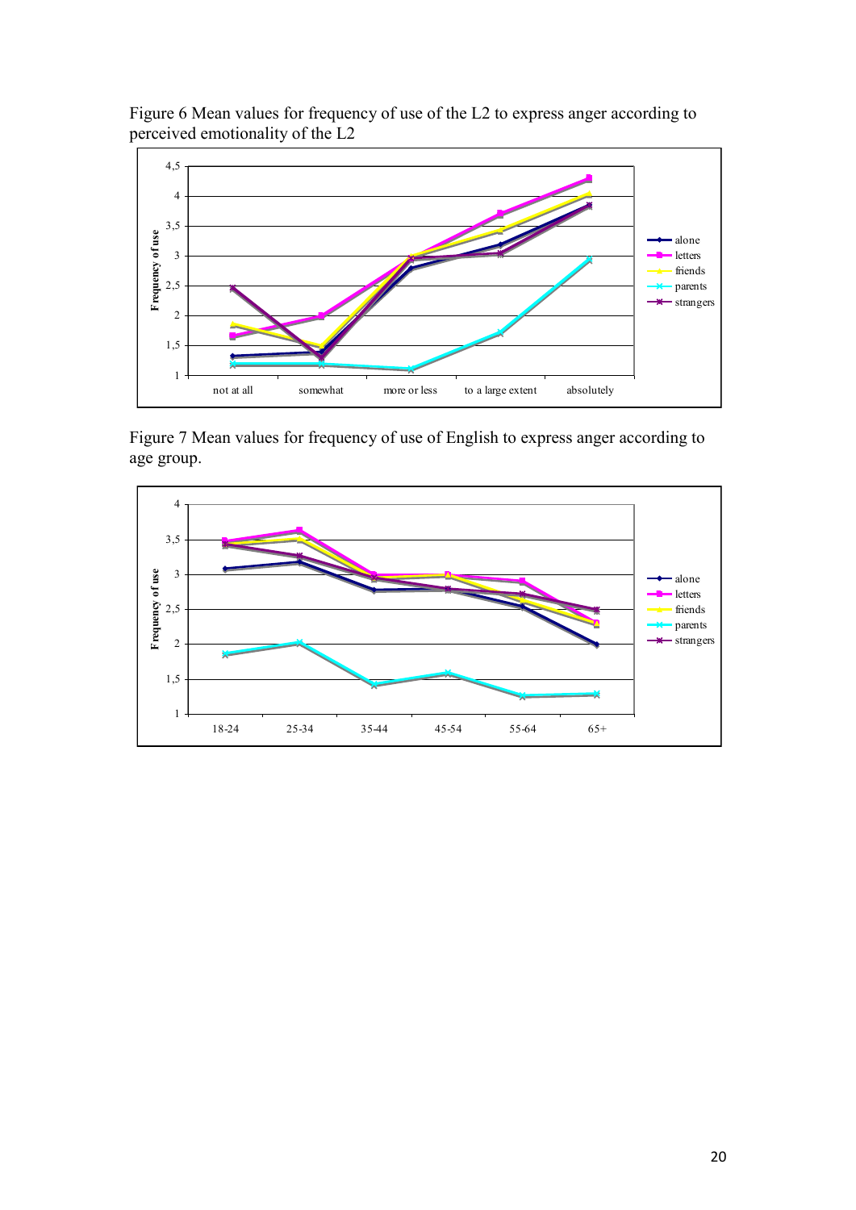Figure 6 Mean values for frequency of use of the L2 to express anger according to perceived emotionality of the L2

Frequency of use

4,5
4
3,5
3
2,5
2
1,5
1

not at all
somewhat
more or less
to a large extent
absolutely

alone
letters
friends
parents
strangers

Figure 7 Mean values for frequency of use of English to express anger according to age group.

Frequency of use

4
3,5
3
2,5
2
1,5
1

18-24
25-34
35-44
45-54
55-64
65+

alone
letters
friends
parents
strangers